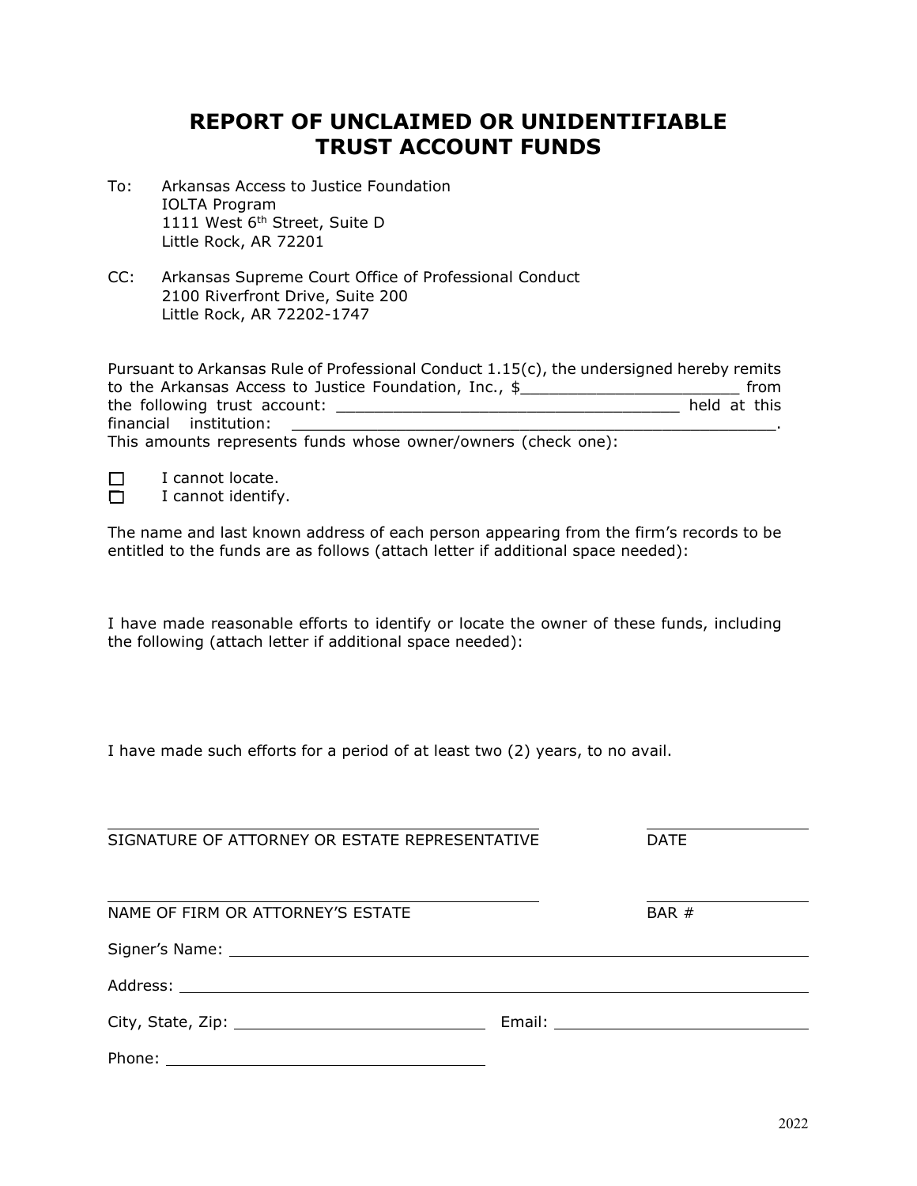# REPORT OF UNCLAIMED OR UNIDENTIFIABLE TRUST ACCOUNT FUNDS

To: Arkansas Access to Justice Foundation
IOLTA Program
1111 West 6th Street, Suite D
Little Rock, AR 72201

CC: Arkansas Supreme Court Office of Professional Conduct
2100 Riverfront Drive, Suite 200
Little Rock, AR 72202-1747

Pursuant to Arkansas Rule of Professional Conduct 1.15(c), the undersigned hereby remits to the Arkansas Access to Justice Foundation, Inc., $_______________________ from the following trust account: ____________________________________ held at this financial institution: ______________________________________________________.
This amounts represents funds whose owner/owners (check one):

☐ I cannot locate.
☐ I cannot identify.

The name and last known address of each person appearing from the firm's records to be entitled to the funds are as follows (attach letter if additional space needed):

I have made reasonable efforts to identify or locate the owner of these funds, including the following (attach letter if additional space needed):

I have made such efforts for a period of at least two (2) years, to no avail.

_______________________________________ _______________
SIGNATURE OF ATTORNEY OR ESTATE REPRESENTATIVE DATE

_______________________________________ _______________
NAME OF FIRM OR ATTORNEY'S ESTATE BAR #

Signer's Name: ____________________________________________

Address: ____________________________________________

City, State, Zip: ______________________ Email: ______________________

Phone: ______________________

2022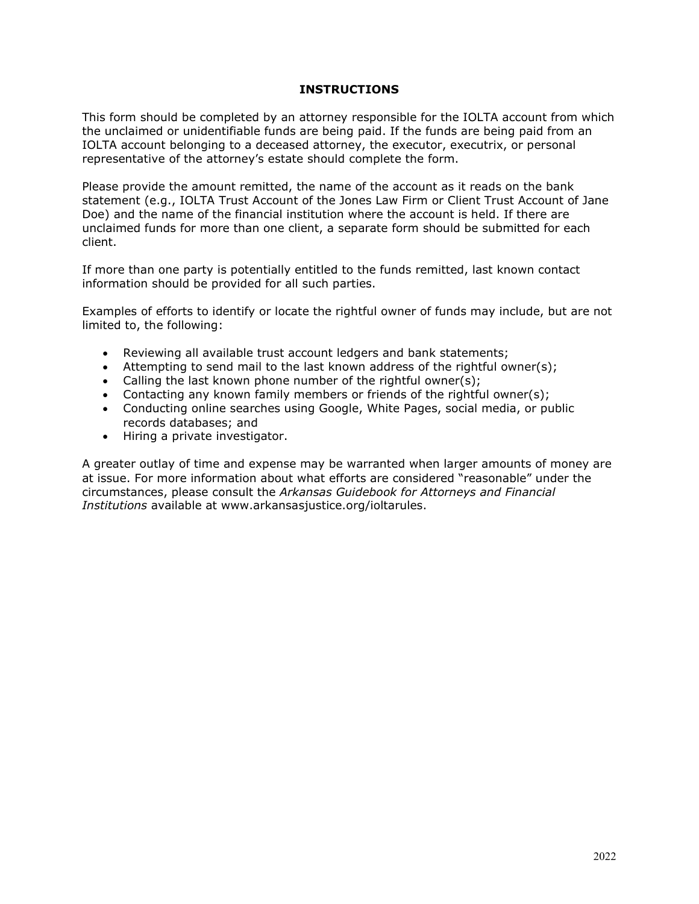## INSTRUCTIONS

This form should be completed by an attorney responsible for the IOLTA account from which the unclaimed or unidentifiable funds are being paid. If the funds are being paid from an IOLTA account belonging to a deceased attorney, the executor, executrix, or personal representative of the attorney's estate should complete the form.

Please provide the amount remitted, the name of the account as it reads on the bank statement (e.g., IOLTA Trust Account of the Jones Law Firm or Client Trust Account of Jane Doe) and the name of the financial institution where the account is held. If there are unclaimed funds for more than one client, a separate form should be submitted for each client.

If more than one party is potentially entitled to the funds remitted, last known contact information should be provided for all such parties.

Examples of efforts to identify or locate the rightful owner of funds may include, but are not limited to, the following:

- Reviewing all available trust account ledgers and bank statements;
- Attempting to send mail to the last known address of the rightful owner(s);
- Calling the last known phone number of the rightful owner(s);
- Contacting any known family members or friends of the rightful owner(s);
- Conducting online searches using Google, White Pages, social media, or public records databases; and
- Hiring a private investigator.

A greater outlay of time and expense may be warranted when larger amounts of money are at issue. For more information about what efforts are considered "reasonable" under the circumstances, please consult the *Arkansas Guidebook for Attorneys and Financial Institutions* available at www.arkansasjustice.org/ioltarules.

2022